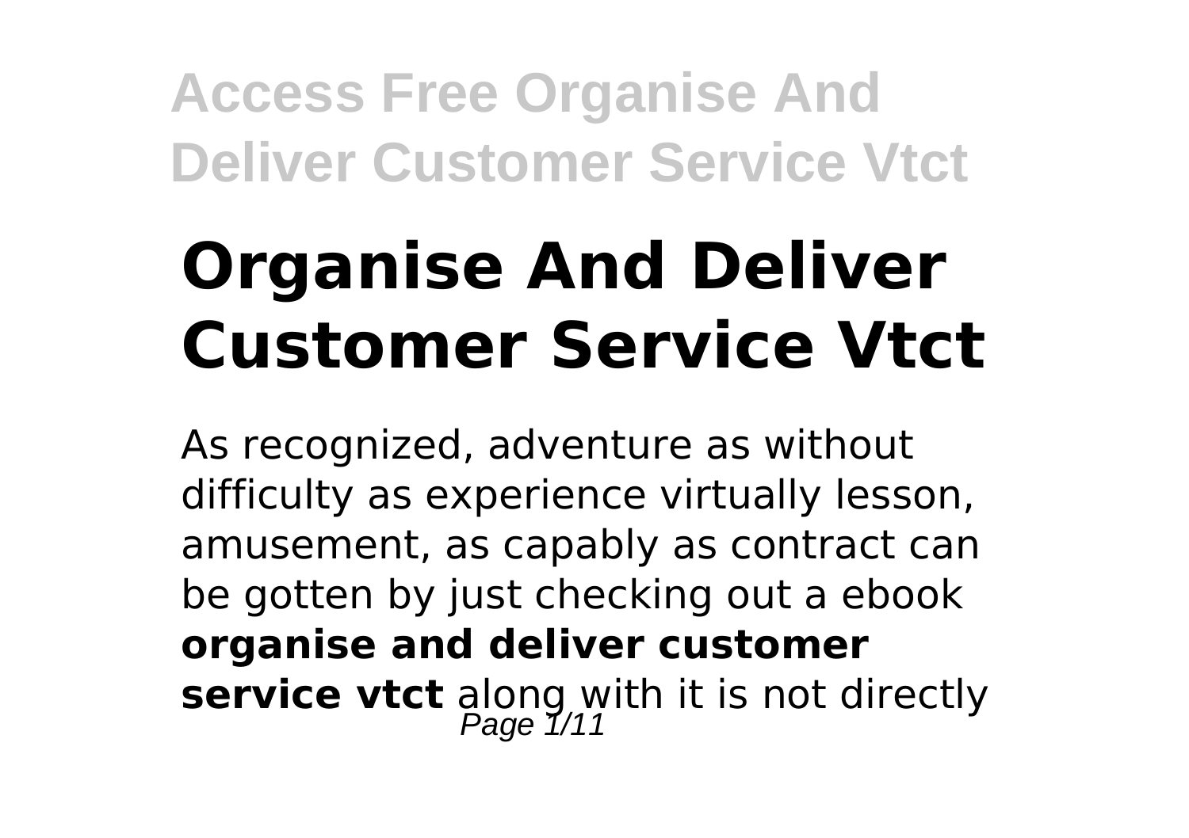# Organise And Deliver Customer Service Vtct

As recognized, adventure as without difficulty as experience virtually lesson, amusement, as capably as contract can be gotten by just checking out a ebook **organise and deliver customer service vtct** along with it is not directly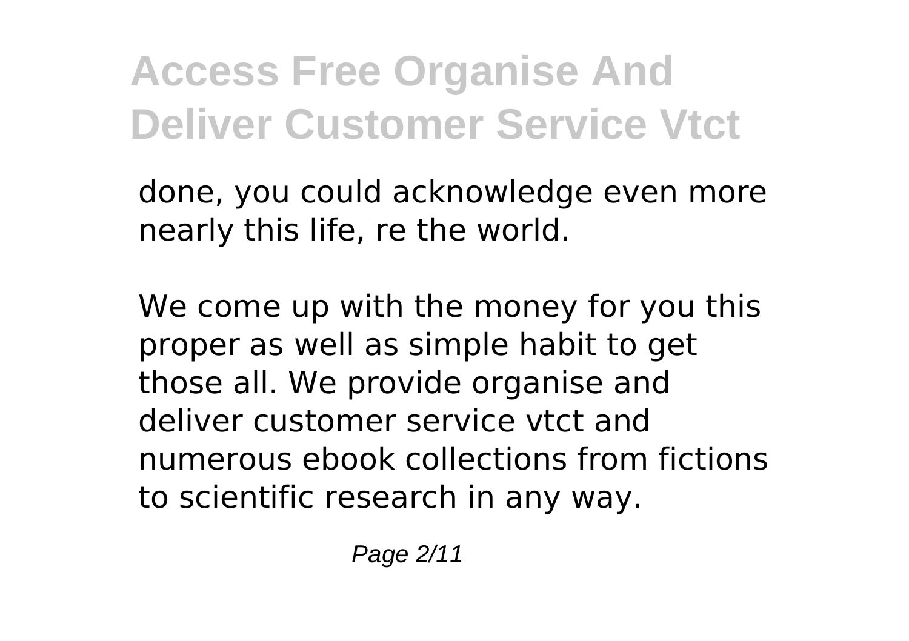done, you could acknowledge even more nearly this life, re the world.

We come up with the money for you this proper as well as simple habit to get those all. We provide organise and deliver customer service vtct and numerous ebook collections from fictions to scientific research in any way.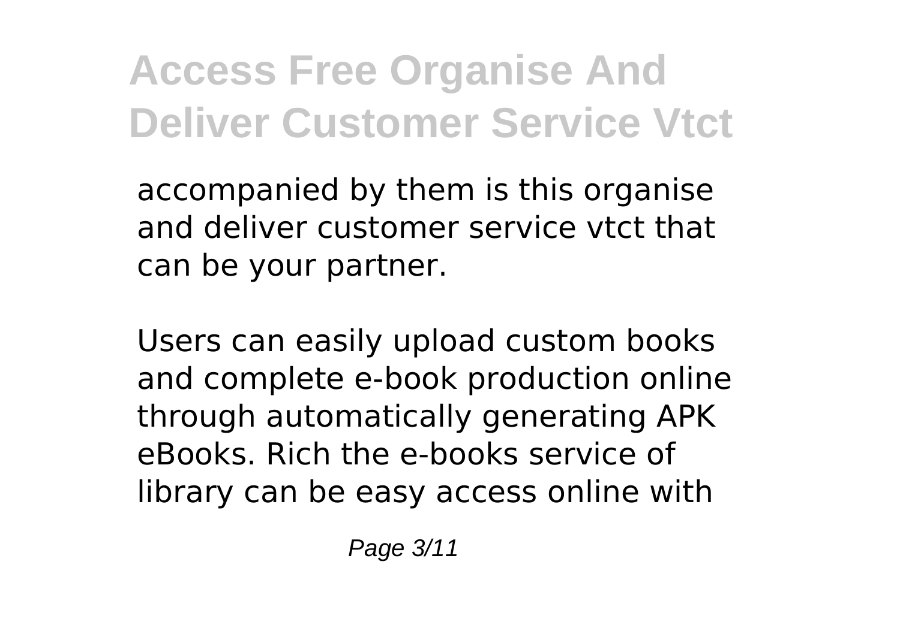accompanied by them is this organise and deliver customer service vtct that can be your partner.

Users can easily upload custom books and complete e-book production online through automatically generating APK eBooks. Rich the e-books service of library can be easy access online with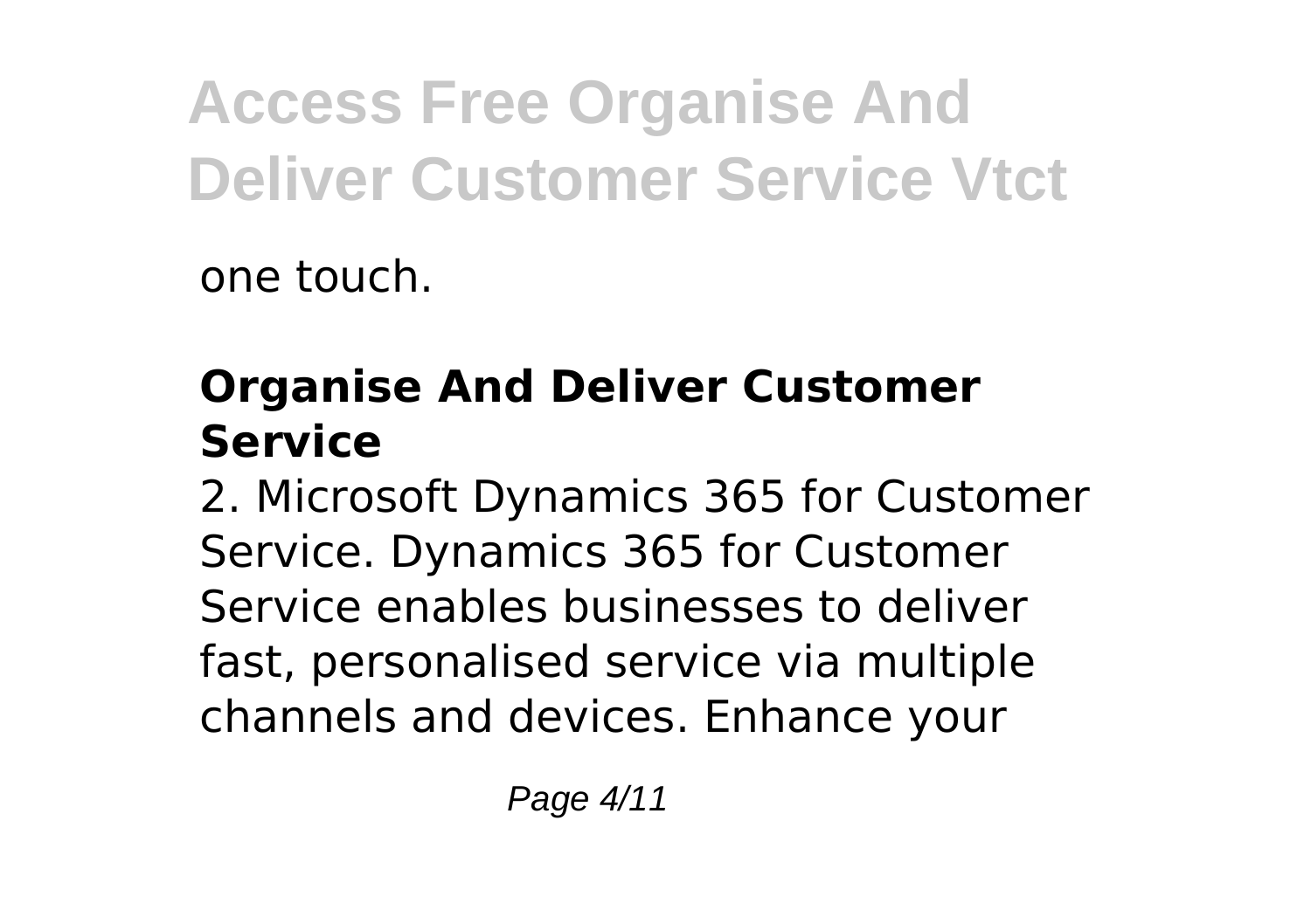one touch.

## Organise And Deliver Customer Service

2. Microsoft Dynamics 365 for Customer Service. Dynamics 365 for Customer Service enables businesses to deliver fast, personalised service via multiple channels and devices. Enhance your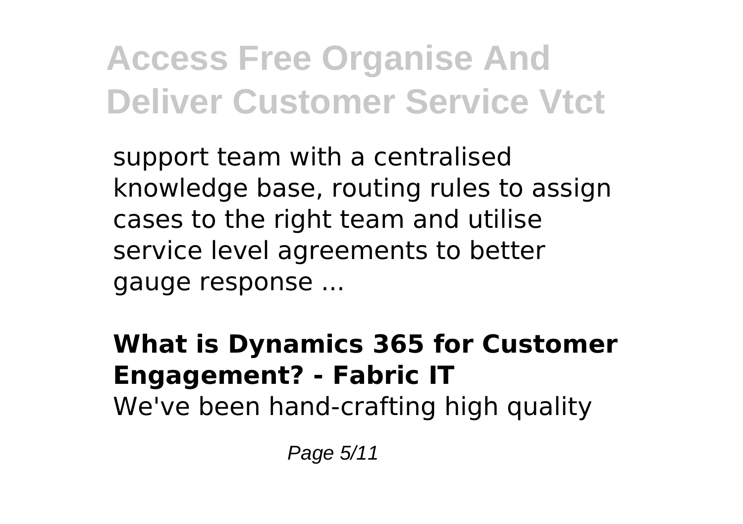support team with a centralised knowledge base, routing rules to assign cases to the right team and utilise service level agreements to better gauge response ...

**What is Dynamics 365 for Customer Engagement? - Fabric IT**

We've been hand-crafting high quality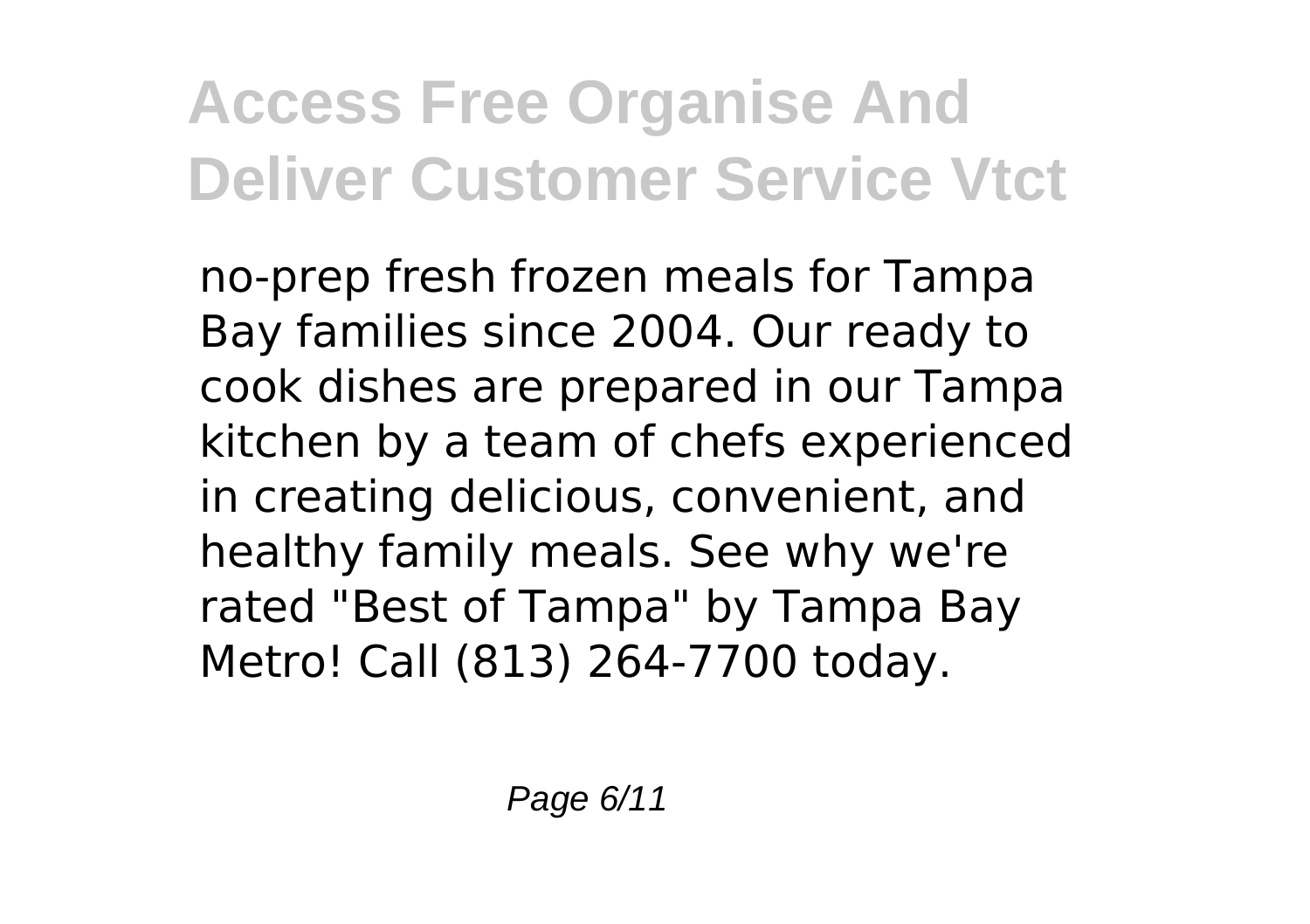no-prep fresh frozen meals for Tampa Bay families since 2004. Our ready to cook dishes are prepared in our Tampa kitchen by a team of chefs experienced in creating delicious, convenient, and healthy family meals. See why we're rated "Best of Tampa" by Tampa Bay Metro! Call (813) 264-7700 today.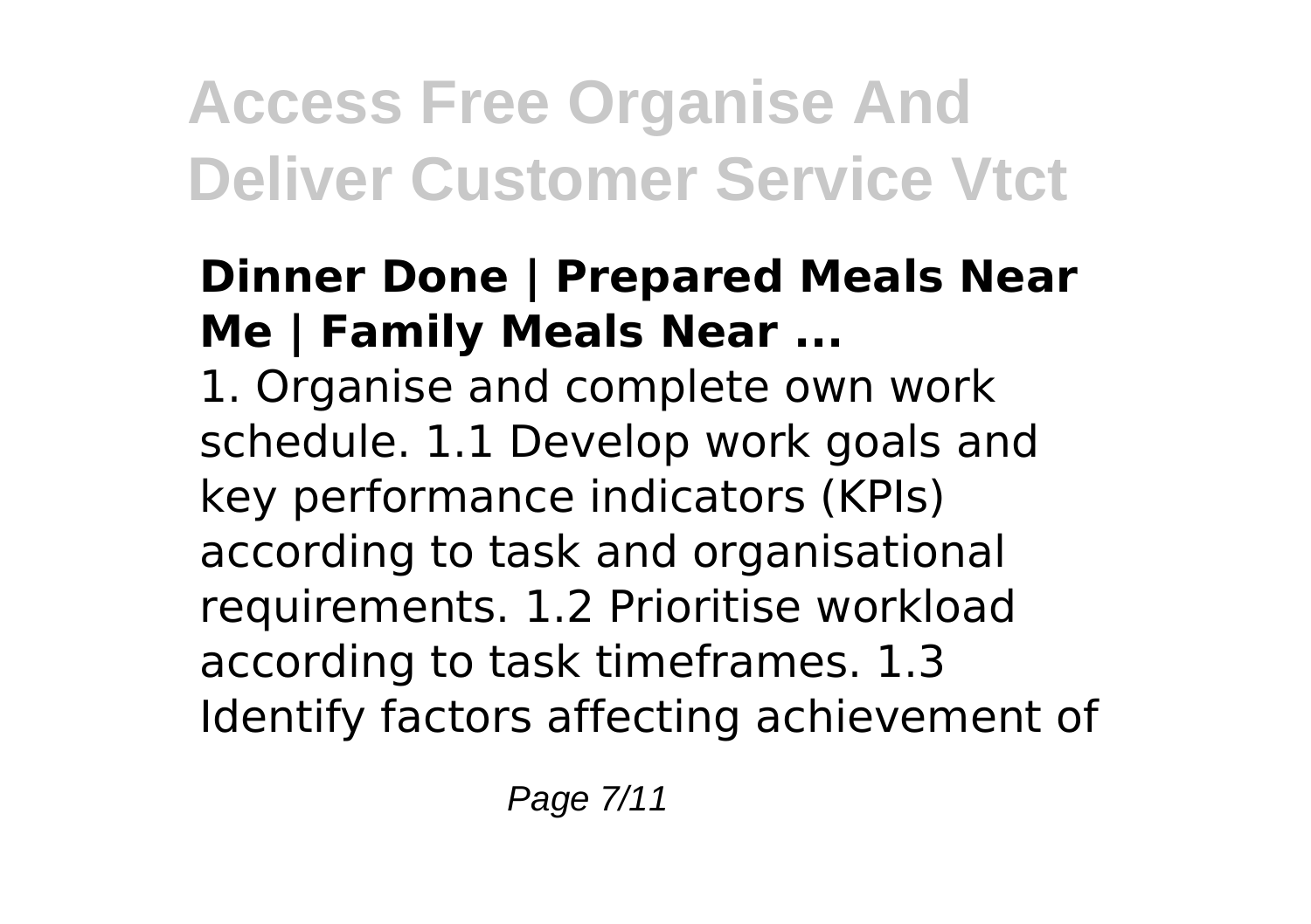### Dinner Done | Prepared Meals Near Me | Family Meals Near ...

1. Organise and complete own work schedule. 1.1 Develop work goals and key performance indicators (KPIs) according to task and organisational requirements. 1.2 Prioritise workload according to task timeframes. 1.3 Identify factors affecting achievement of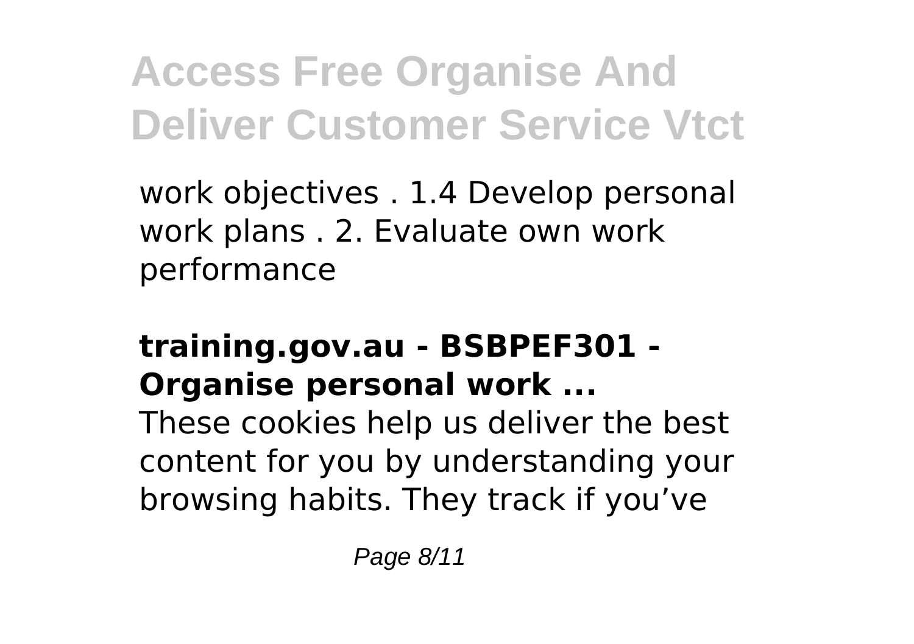work objectives . 1.4 Develop personal work plans . 2. Evaluate own work performance

### training.gov.au - BSBPEF301 - Organise personal work ...

These cookies help us deliver the best content for you by understanding your browsing habits. They track if you've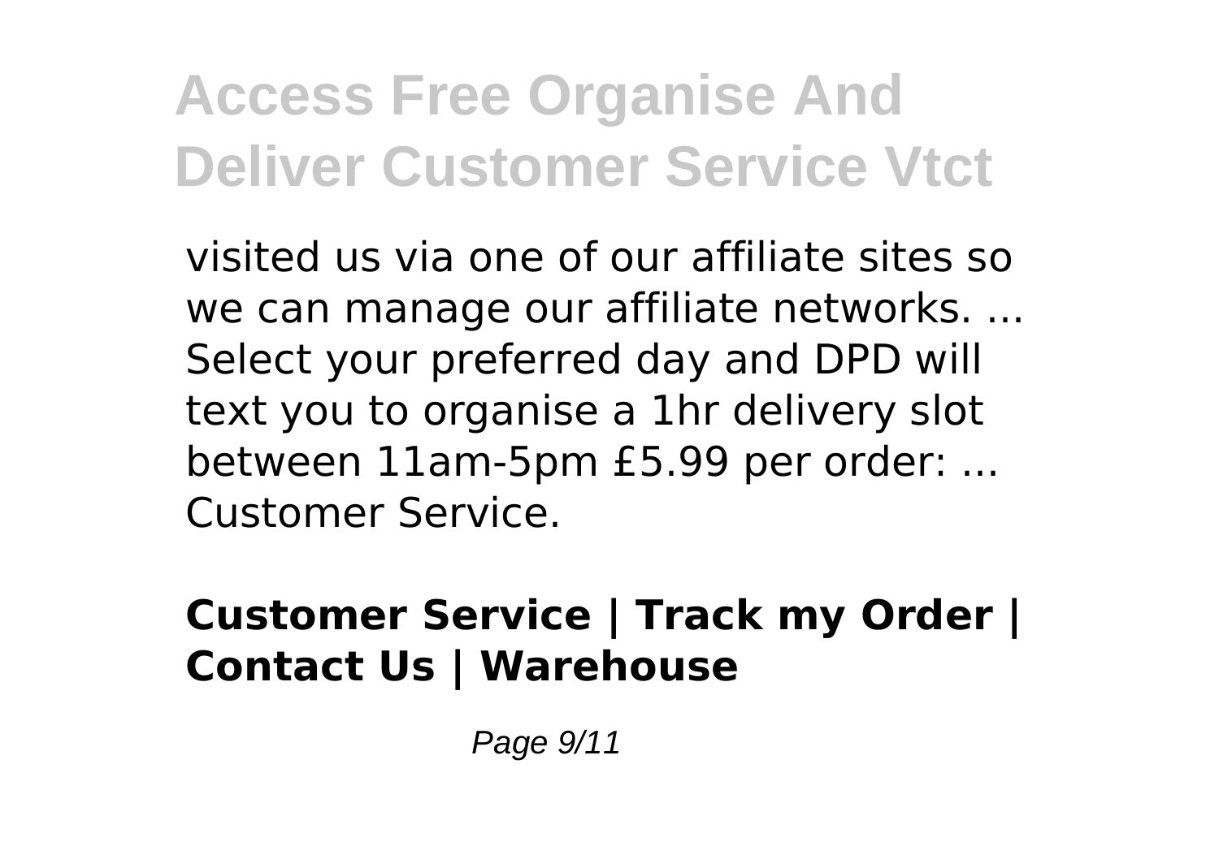visited us via one of our affiliate sites so we can manage our affiliate networks. ... Select your preferred day and DPD will text you to organise a 1hr delivery slot between 11am-5pm £5.99 per order: ... Customer Service.

**Customer Service | Track my Order | Contact Us | Warehouse**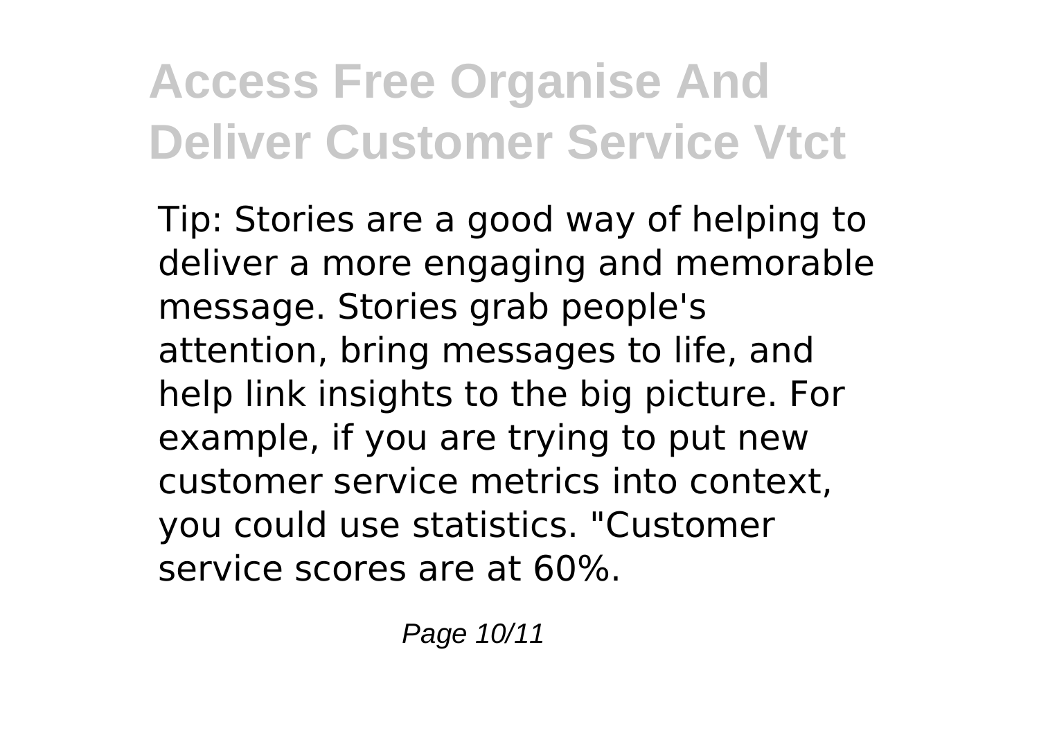Tip: Stories are a good way of helping to deliver a more engaging and memorable message. Stories grab people's attention, bring messages to life, and help link insights to the big picture. For example, if you are trying to put new customer service metrics into context, you could use statistics. "Customer service scores are at 60%.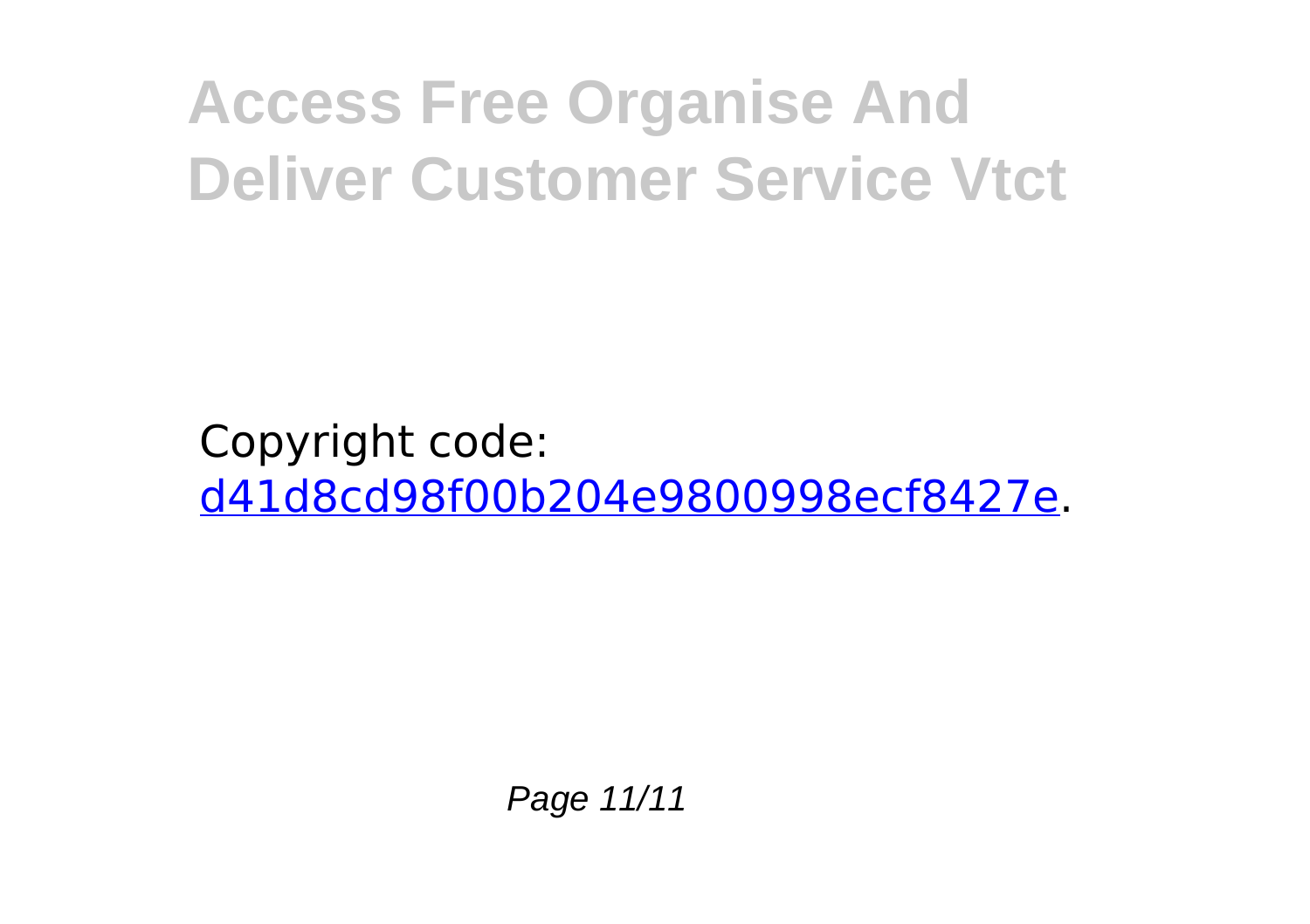Copyright code: [d41d8cd98f00b204e9800998ecf8427e](d41d8cd98f00b204e9800998ecf8427e).